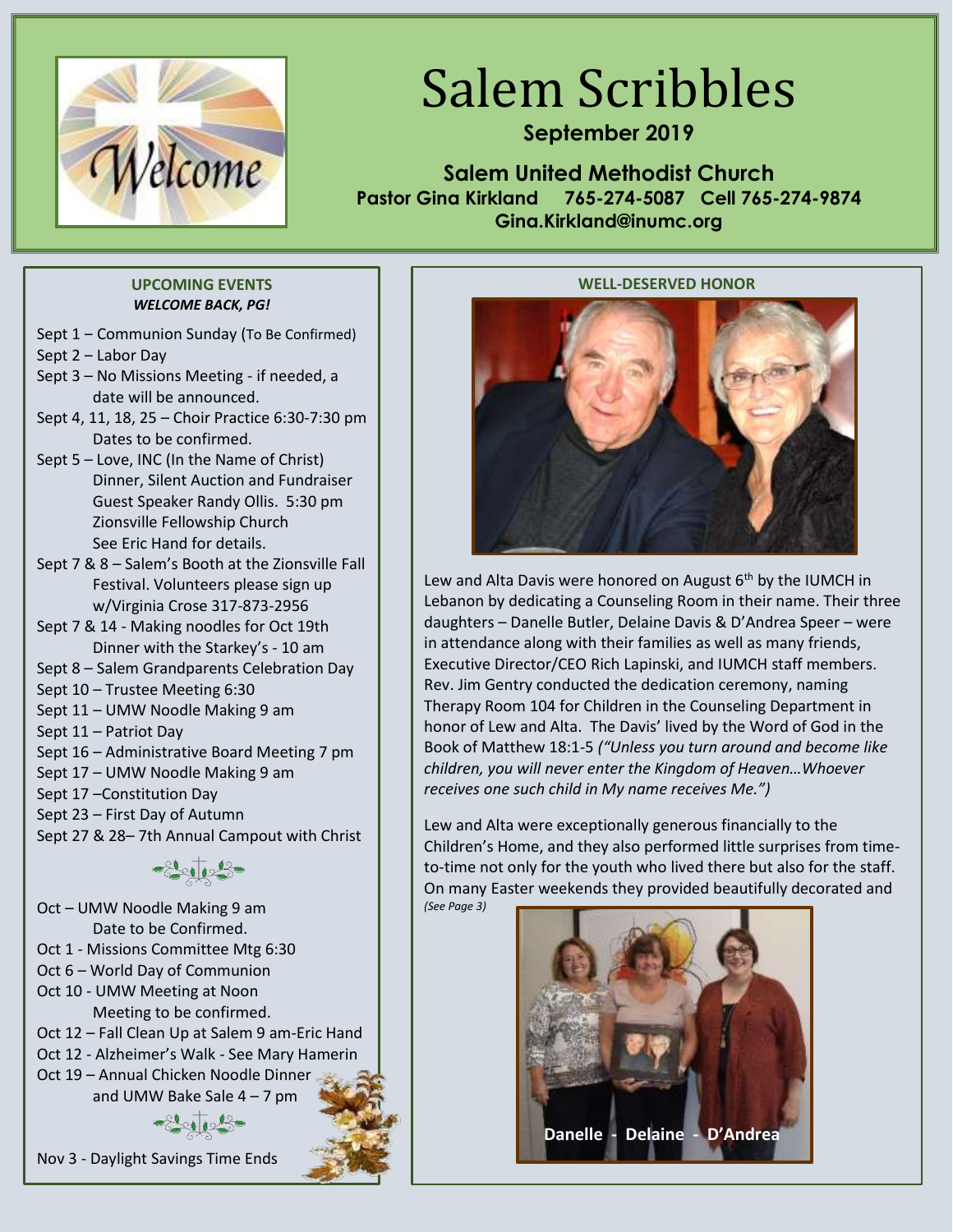# Salem Scribbles

**September 2019**

**Salem United Methodist Church**
**Pastor Gina Kirkland 765-274-5087 Cell 765-274-9874**
**Gina.Kirkland@inumc.org**

## UPCOMING EVENTS

***WELCOME BACK, PG!***

Sept 1 – Communion Sunday (To Be Confirmed)
Sept 2 – Labor Day
Sept 3 – No Missions Meeting - if needed, a date will be announced.
Sept 4, 11, 18, 25 – Choir Practice 6:30-7:30 pm Dates to be confirmed.
Sept 5 – Love, INC (In the Name of Christ) Dinner, Silent Auction and Fundraiser Guest Speaker Randy Ollis. 5:30 pm Zionsville Fellowship Church See Eric Hand for details.
Sept 7 & 8 – Salem's Booth at the Zionsville Fall Festival. Volunteers please sign up w/Virginia Crose 317-873-2956
Sept 7 & 14 - Making noodles for Oct 19th Dinner with the Starkey's - 10 am
Sept 8 – Salem Grandparents Celebration Day
Sept 10 – Trustee Meeting 6:30
Sept 11 – UMW Noodle Making 9 am
Sept 11 – Patriot Day
Sept 16 – Administrative Board Meeting 7 pm
Sept 17 – UMW Noodle Making 9 am
Sept 17 –Constitution Day
Sept 23 – First Day of Autumn
Sept 27 & 28– 7th Annual Campout with Christ

Oct – UMW Noodle Making 9 am Date to be Confirmed.
Oct 1 - Missions Committee Mtg 6:30
Oct 6 – World Day of Communion
Oct 10 - UMW Meeting at Noon Meeting to be confirmed.
Oct 12 – Fall Clean Up at Salem 9 am-Eric Hand
Oct 12 - Alzheimer's Walk - See Mary Hamerin
Oct 19 – Annual Chicken Noodle Dinner and UMW Bake Sale 4 – 7 pm

Nov 3 - Daylight Savings Time Ends

## WELL-DESERVED HONOR

Lew and Alta Davis were honored on August 6th by the IUMCH in Lebanon by dedicating a Counseling Room in their name. Their three daughters – Danelle Butler, Delaine Davis & D'Andrea Speer – were in attendance along with their families as well as many friends, Executive Director/CEO Rich Lapinski, and IUMCH staff members. Rev. Jim Gentry conducted the dedication ceremony, naming Therapy Room 104 for Children in the Counseling Department in honor of Lew and Alta. The Davis' lived by the Word of God in the Book of Matthew 18:1-5 *("Unless you turn around and become like children, you will never enter the Kingdom of Heaven…Whoever receives one such child in My name receives Me.")*

Lew and Alta were exceptionally generous financially to the Children's Home, and they also performed little surprises from time-to-time not only for the youth who lived there but also for the staff. On many Easter weekends they provided beautifully decorated and *(See Page 3)*

**Danelle - Delaine - D'Andrea**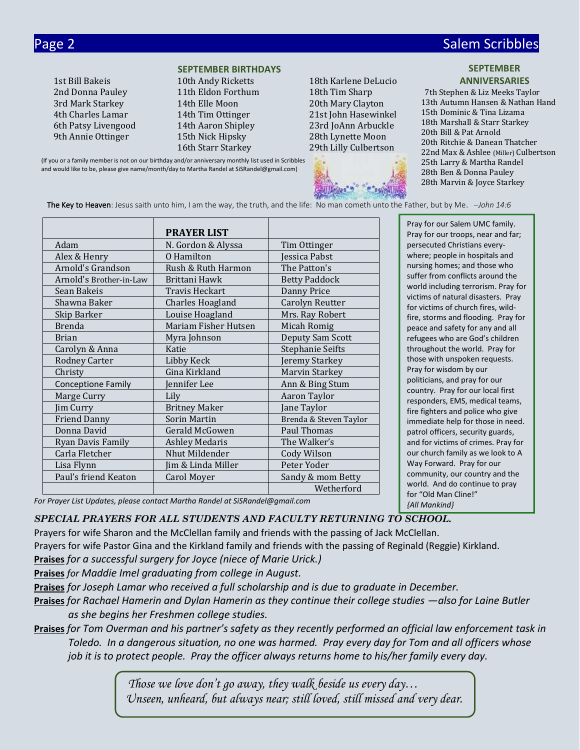## SEPTEMBER BIRTHDAYS

1st Bill Bakeis
2nd Donna Pauley
3rd Mark Starkey
4th Charles Lamar
6th Patsy Livengood
9th Annie Ottinger
10th Andy Ricketts
11th Eldon Forthum
14th Elle Moon
14th Tim Ottinger
14th Aaron Shipley
15th Nick Hipsky
16th Starr Starkey
18th Karlene DeLucio
18th Tim Sharp
20th Mary Clayton
21st John Hasewinkel
23rd JoAnn Arbuckle
28th Lynette Moon
29th Lilly Culbertson

(If you or a family member is not on our birthday and/or anniversary monthly list used in Scribbles and would like to be, please give name/month/day to Martha Randel at SiSRandel@gmail.com)

## SEPTEMBER ANNIVERSARIES

7th Stephen & Liz Meeks Taylor
13th Autumn Hansen & Nathan Hand
15th Dominic & Tina Lizama
18th Marshall & Starr Starkey
20th Bill & Pat Arnold
20th Ritchie & Danean Thatcher
22nd Max & Ashlee (Miller) Culbertson
25th Larry & Martha Randel
28th Ben & Donna Pauley
28th Marvin & Joyce Starkey

**The Key to Heaven**: Jesus saith unto him, I am the way, the truth, and the life: No man cometh unto the Father, but by Me. *–John 14:6*

| | **PRAYER LIST** | |
|---|---|---|
| Adam | N. Gordon & Alyssa | Tim Ottinger |
| Alex & Henry | O Hamilton | Jessica Pabst |
| Arnold's Grandson | Rush & Ruth Harmon | The Patton's |
| Arnold's Brother-in-Law | Brittani Hawk | Betty Paddock |
| Sean Bakeis | Travis Heckart | Danny Price |
| Shawna Baker | Charles Hoagland | Carolyn Reutter |
| Skip Barker | Louise Hoagland | Mrs. Ray Robert |
| Brenda | Mariam Fisher Hutsen | Micah Romig |
| Brian | Myra Johnson | Deputy Sam Scott |
| Carolyn & Anna | Katie | Stephanie Seifts |
| Rodney Carter | Libby Keck | Jeremy Starkey |
| Christy | Gina Kirkland | Marvin Starkey |
| Conceptione Family | Jennifer Lee | Ann & Bing Stum |
| Marge Curry | Lily | Aaron Taylor |
| Jim Curry | Britney Maker | Jane Taylor |
| Friend Danny | Sorin Martin | Brenda & Steven Taylor |
| Donna David | Gerald McGowen | Paul Thomas |
| Ryan Davis Family | Ashley Medaris | The Walker's |
| Carla Fletcher | Nhut Mildender | Cody Wilson |
| Lisa Flynn | Jim & Linda Miller | Peter Yoder |
| Paul's friend Keaton | Carol Moyer | Sandy & mom Betty |
| | | Wetherford |

*For Prayer List Updates, please contact Martha Randel at SiSRandel@gmail.com*

Pray for our Salem UMC family. Pray for our troops, near and far; persecuted Christians everywhere; people in hospitals and nursing homes; and those who suffer from conflicts around the world including terrorism. Pray for victims of natural disasters. Pray for victims of church fires, wildfire, storms and flooding. Pray for peace and safety for any and all refugees who are God's children throughout the world. Pray for those with unspoken requests. Pray for wisdom by our politicians, and pray for our country. Pray for our local first responders, EMS, medical teams, fire fighters and police who give immediate help for those in need. patrol officers, security guards, and for victims of crimes. Pray for our church family as we look to A Way Forward. Pray for our community, our country and the world. And do continue to pray for "Old Man Cline!" *{All Mankind}*

***SPECIAL PRAYERS FOR ALL STUDENTS AND FACULTY RETURNING TO SCHOOL.***

Prayers for wife Sharon and the McClellan family and friends with the passing of Jack McClellan.

Prayers for wife Pastor Gina and the Kirkland family and friends with the passing of Reginald (Reggie) Kirkland.

**Praises** *for a successful surgery for Joyce (niece of Marie Urick.)*

**Praises** *for Maddie Imel graduating from college in August.*

**Praises** *for Joseph Lamar who received a full scholarship and is due to graduate in December.*

**Praises** *for Rachael Hamerin and Dylan Hamerin as they continue their college studies —also for Laine Butler as she begins her Freshmen college studies.*

**Praises** *for Tom Overman and his partner's safety as they recently performed an official law enforcement task in Toledo. In a dangerous situation, no one was harmed. Pray every day for Tom and all officers whose job it is to protect people. Pray the officer always returns home to his/her family every day.*

*Those we love don't go away, they walk beside us every day…*
*Unseen, unheard, but always near; still loved, still missed and very dear.*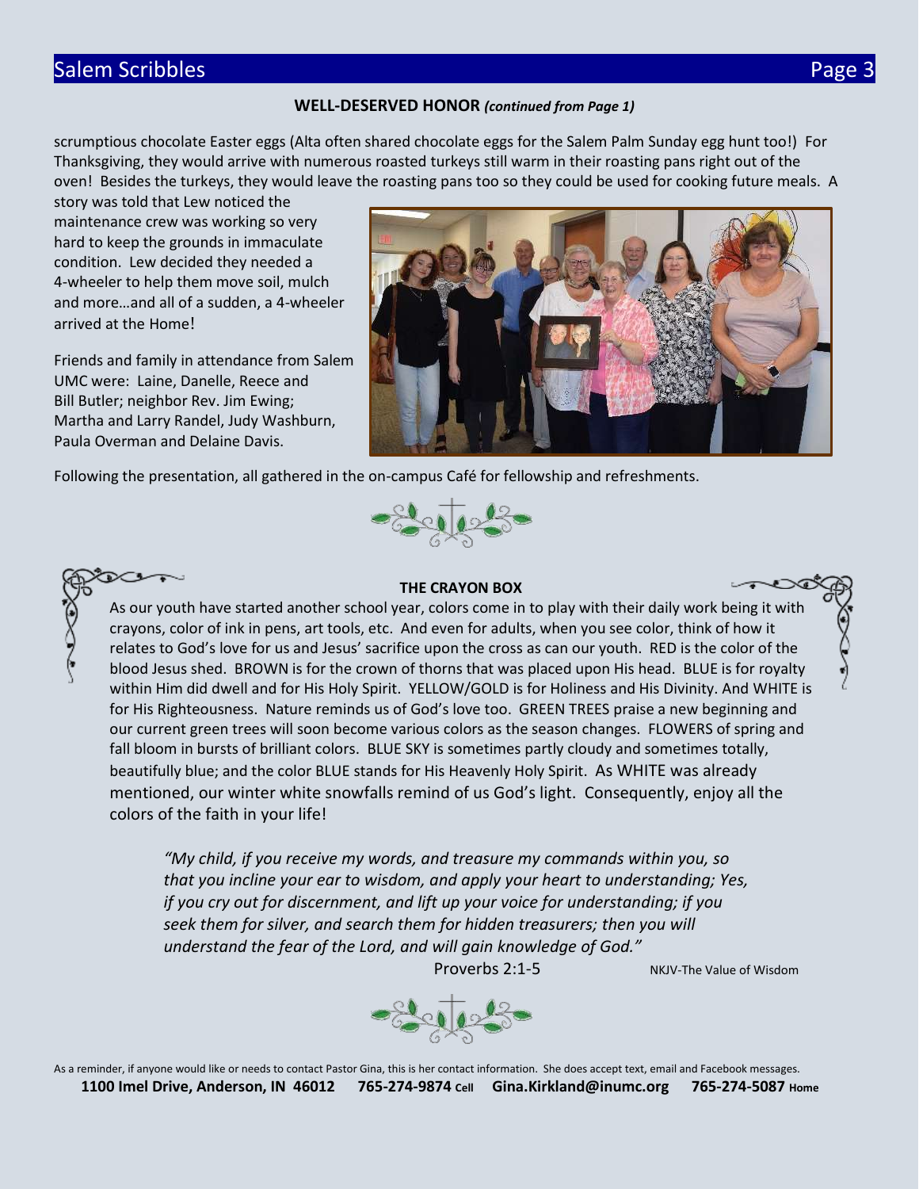**WELL-DESERVED HONOR** ***(continued from Page 1)***

scrumptious chocolate Easter eggs (Alta often shared chocolate eggs for the Salem Palm Sunday egg hunt too!) For Thanksgiving, they would arrive with numerous roasted turkeys still warm in their roasting pans right out of the oven! Besides the turkeys, they would leave the roasting pans too so they could be used for cooking future meals. A story was told that Lew noticed the maintenance crew was working so very hard to keep the grounds in immaculate condition. Lew decided they needed a 4-wheeler to help them move soil, mulch and more…and all of a sudden, a 4-wheeler arrived at the Home!

Friends and family in attendance from Salem UMC were: Laine, Danelle, Reece and Bill Butler; neighbor Rev. Jim Ewing; Martha and Larry Randel, Judy Washburn, Paula Overman and Delaine Davis.

Following the presentation, all gathered in the on-campus Café for fellowship and refreshments.

**THE CRAYON BOX**

As our youth have started another school year, colors come in to play with their daily work being it with crayons, color of ink in pens, art tools, etc. And even for adults, when you see color, think of how it relates to God's love for us and Jesus' sacrifice upon the cross as can our youth. RED is the color of the blood Jesus shed. BROWN is for the crown of thorns that was placed upon His head. BLUE is for royalty within Him did dwell and for His Holy Spirit. YELLOW/GOLD is for Holiness and His Divinity. And WHITE is for His Righteousness. Nature reminds us of God's love too. GREEN TREES praise a new beginning and our current green trees will soon become various colors as the season changes. FLOWERS of spring and fall bloom in bursts of brilliant colors. BLUE SKY is sometimes partly cloudy and sometimes totally, beautifully blue; and the color BLUE stands for His Heavenly Holy Spirit. As WHITE was already mentioned, our winter white snowfalls remind of us God's light. Consequently, enjoy all the colors of the faith in your life!

*"My child, if you receive my words, and treasure my commands within you, so that you incline your ear to wisdom, and apply your heart to understanding; Yes, if you cry out for discernment, and lift up your voice for understanding; if you seek them for silver, and search them for hidden treasurers; then you will understand the fear of the Lord, and will gain knowledge of God."*

Proverbs 2:1-5 NKJV-The Value of Wisdom

As a reminder, if anyone would like or needs to contact Pastor Gina, this is her contact information. She does accept text, email and Facebook messages.

**1100 Imel Drive, Anderson, IN 46012 765-274-9874 Cell Gina.Kirkland@inumc.org 765-274-5087 Home**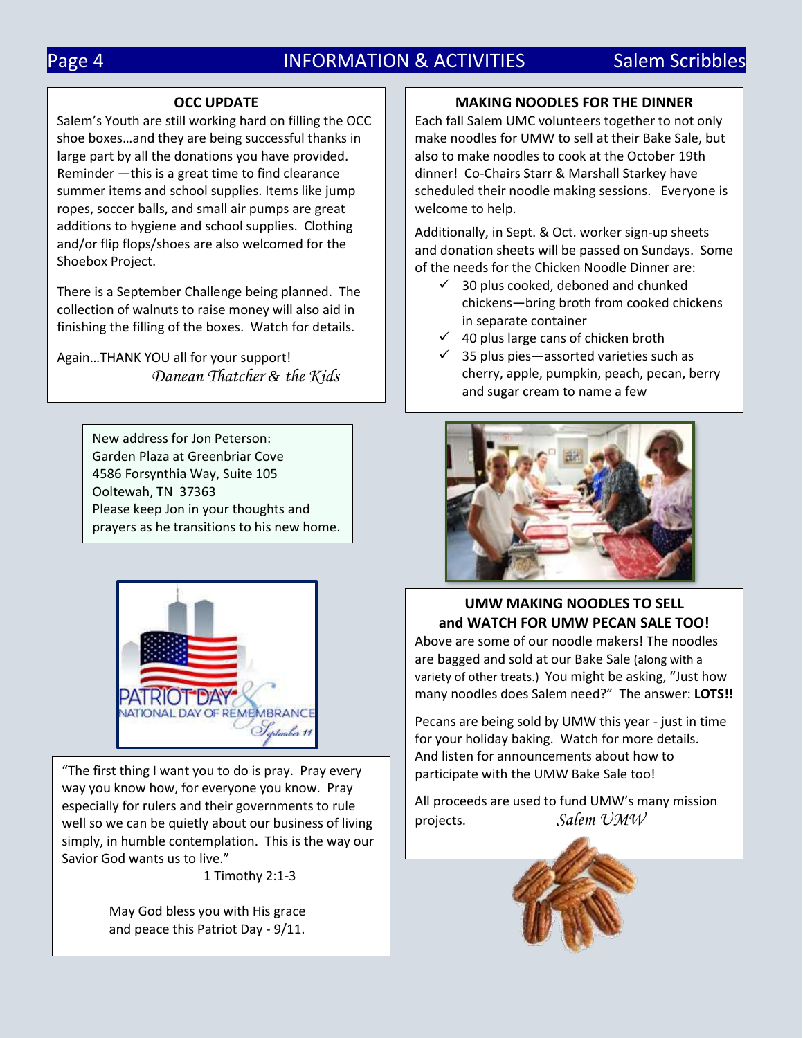## OCC UPDATE

Salem's Youth are still working hard on filling the OCC shoe boxes…and they are being successful thanks in large part by all the donations you have provided. Reminder —this is a great time to find clearance summer items and school supplies. Items like jump ropes, soccer balls, and small air pumps are great additions to hygiene and school supplies. Clothing and/or flip flops/shoes are also welcomed for the Shoebox Project.

There is a September Challenge being planned. The collection of walnuts to raise money will also aid in finishing the filling of the boxes. Watch for details.

Again…THANK YOU all for your support!

*Danean Thatcher & the Kids*

New address for Jon Peterson:
Garden Plaza at Greenbriar Cove
4586 Forsynthia Way, Suite 105
Ooltewah, TN 37363
Please keep Jon in your thoughts and prayers as he transitions to his new home.

"The first thing I want you to do is pray. Pray every way you know how, for everyone you know. Pray especially for rulers and their governments to rule well so we can be quietly about our business of living simply, in humble contemplation. This is the way our Savior God wants us to live."

1 Timothy 2:1-3

May God bless you with His grace and peace this Patriot Day - 9/11.

## MAKING NOODLES FOR THE DINNER

Each fall Salem UMC volunteers together to not only make noodles for UMW to sell at their Bake Sale, but also to make noodles to cook at the October 19th dinner! Co-Chairs Starr & Marshall Starkey have scheduled their noodle making sessions. Everyone is welcome to help.

Additionally, in Sept. & Oct. worker sign-up sheets and donation sheets will be passed on Sundays. Some of the needs for the Chicken Noodle Dinner are:

- ✓ 30 plus cooked, deboned and chunked chickens—bring broth from cooked chickens in separate container
- ✓ 40 plus large cans of chicken broth
- ✓ 35 plus pies—assorted varieties such as cherry, apple, pumpkin, peach, pecan, berry and sugar cream to name a few

## UMW MAKING NOODLES TO SELL and WATCH FOR UMW PECAN SALE TOO!

Above are some of our noodle makers! The noodles are bagged and sold at our Bake Sale (along with a variety of other treats.) You might be asking, "Just how many noodles does Salem need?" The answer: **LOTS!!**

Pecans are being sold by UMW this year - just in time for your holiday baking. Watch for more details. And listen for announcements about how to participate with the UMW Bake Sale too!

All proceeds are used to fund UMW's many mission projects.

*Salem UMW*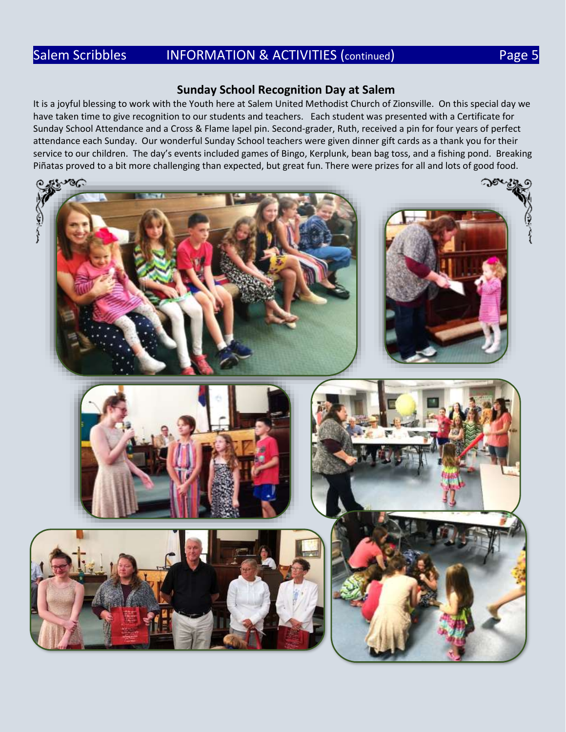## Sunday School Recognition Day at Salem

It is a joyful blessing to work with the Youth here at Salem United Methodist Church of Zionsville. On this special day we have taken time to give recognition to our students and teachers. Each student was presented with a Certificate for Sunday School Attendance and a Cross & Flame lapel pin. Second-grader, Ruth, received a pin for four years of perfect attendance each Sunday. Our wonderful Sunday School teachers were given dinner gift cards as a thank you for their service to our children. The day's events included games of Bingo, Kerplunk, bean bag toss, and a fishing pond. Breaking Piñatas proved to a bit more challenging than expected, but great fun. There were prizes for all and lots of good food.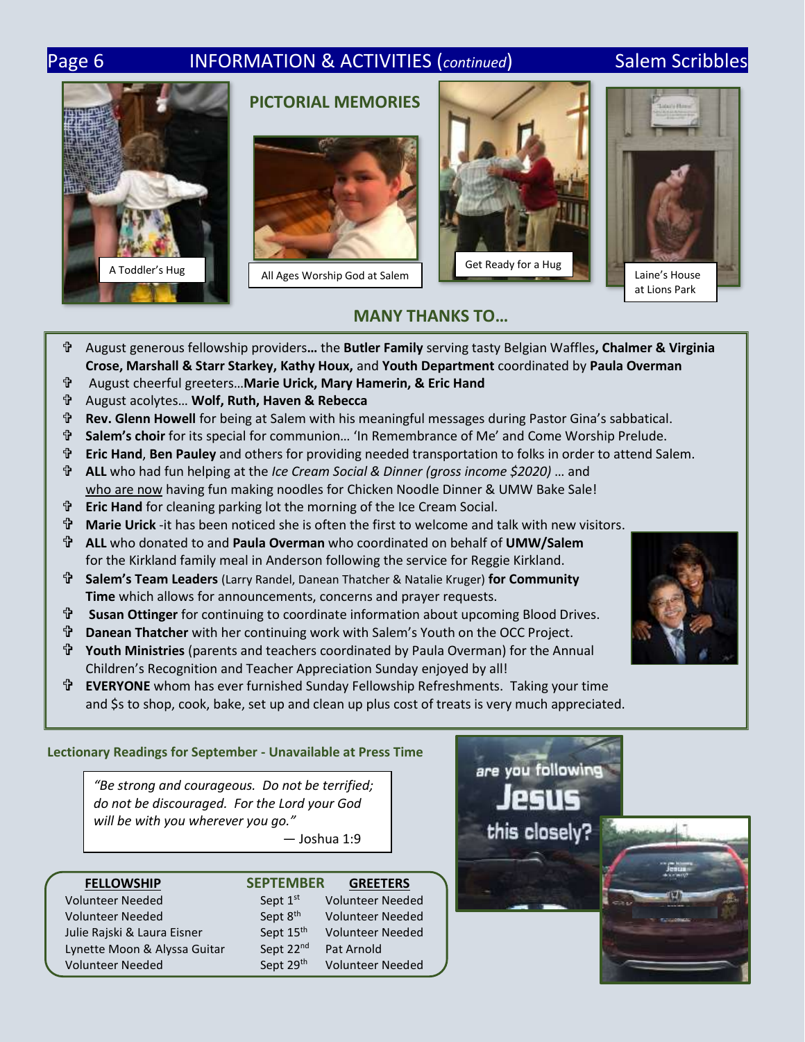## PICTORIAL MEMORIES

A Toddler's Hug

All Ages Worship God at Salem

Get Ready for a Hug

Laine's House at Lions Park

## MANY THANKS TO…

- August generous fellowship providers… the **Butler Family** serving tasty Belgian Waffles**, Chalmer & Virginia Crose, Marshall & Starr Starkey, Kathy Houx,** and **Youth Department** coordinated by **Paula Overman**
- August cheerful greeters…**Marie Urick, Mary Hamerin, & Eric Hand**
- August acolytes… **Wolf, Ruth, Haven & Rebecca**
- **Rev. Glenn Howell** for being at Salem with his meaningful messages during Pastor Gina's sabbatical.
- **Salem's choir** for its special for communion… 'In Remembrance of Me' and Come Worship Prelude.
- **Eric Hand**, **Ben Pauley** and others for providing needed transportation to folks in order to attend Salem.
- **ALL** who had fun helping at the *Ice Cream Social & Dinner (gross income $2020)* … and who are now having fun making noodles for Chicken Noodle Dinner & UMW Bake Sale!
- **Eric Hand** for cleaning parking lot the morning of the Ice Cream Social.
- **Marie Urick** -it has been noticed she is often the first to welcome and talk with new visitors.
- **ALL** who donated to and **Paula Overman** who coordinated on behalf of **UMW/Salem** for the Kirkland family meal in Anderson following the service for Reggie Kirkland.
- **Salem's Team Leaders** (Larry Randel, Danean Thatcher & Natalie Kruger) **for Community Time** which allows for announcements, concerns and prayer requests.
- **Susan Ottinger** for continuing to coordinate information about upcoming Blood Drives.
- **Danean Thatcher** with her continuing work with Salem's Youth on the OCC Project.
- **Youth Ministries** (parents and teachers coordinated by Paula Overman) for the Annual Children's Recognition and Teacher Appreciation Sunday enjoyed by all!
- **EVERYONE** whom has ever furnished Sunday Fellowship Refreshments. Taking your time and $s to shop, cook, bake, set up and clean up plus cost of treats is very much appreciated.

**Lectionary Readings for September - Unavailable at Press Time**

> *"Be strong and courageous. Do not be terrified; do not be discouraged. For the Lord your God will be with you wherever you go."*
>
> — Joshua 1:9

| FELLOWSHIP | SEPTEMBER | GREETERS |
|---|---|---|
| Volunteer Needed | Sept 1st | Volunteer Needed |
| Volunteer Needed | Sept 8th | Volunteer Needed |
| Julie Rajski & Laura Eisner | Sept 15th | Volunteer Needed |
| Lynette Moon & Alyssa Guitar | Sept 22nd | Pat Arnold |
| Volunteer Needed | Sept 29th | Volunteer Needed |

are you following Jesus this closely?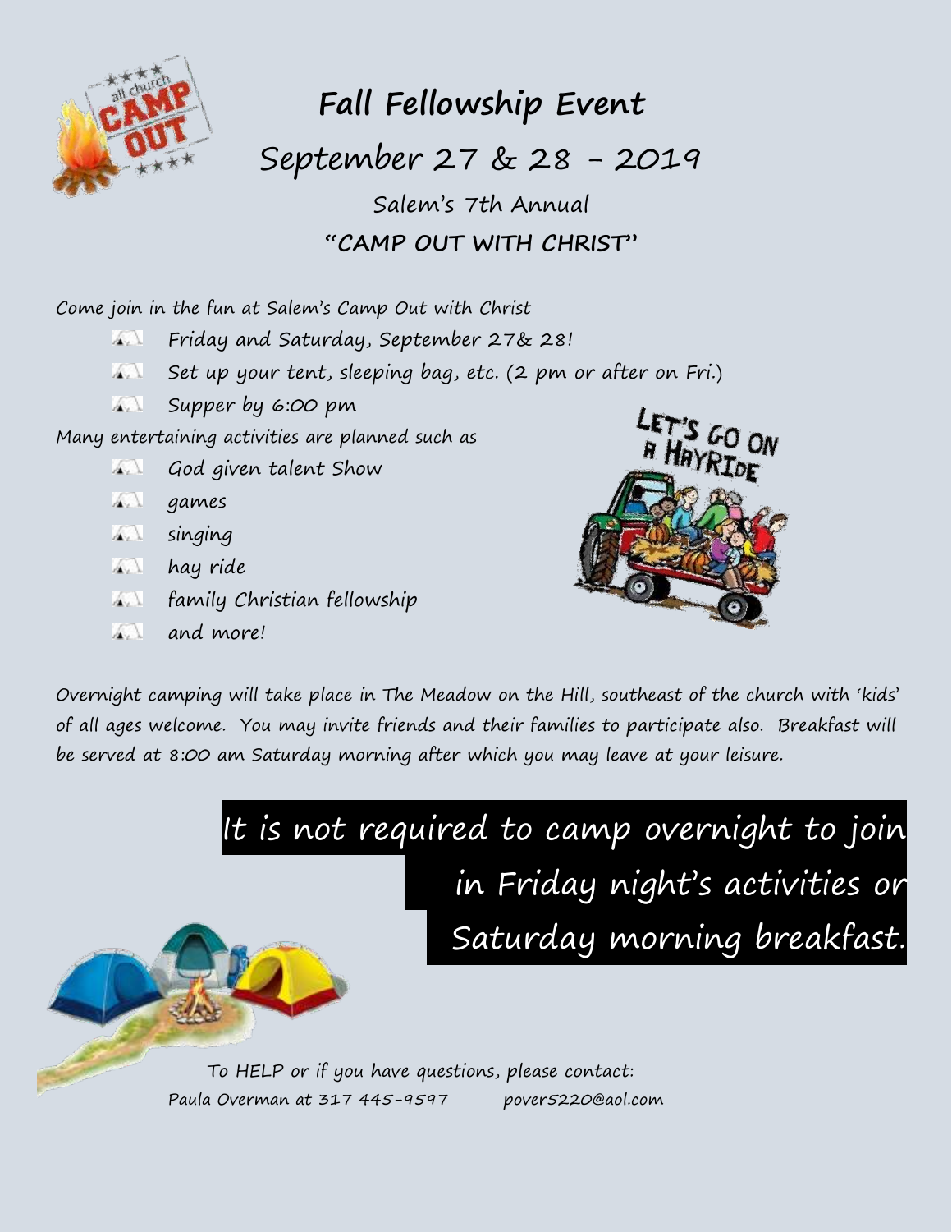# Fall Fellowship Event

## September 27 & 28 - 2019

### Salem's 7th Annual

### "CAMP OUT WITH CHRIST"

Come join in the fun at Salem's Camp Out with Christ

- Friday and Saturday, September 27& 28!
- Set up your tent, sleeping bag, etc. (2 pm or after on Fri.)
- Supper by 6:00 pm

Many entertaining activities are planned such as

- God given talent Show
- games
- singing
- hay ride
- family Christian fellowship
- and more!

Overnight camping will take place in The Meadow on the Hill, southeast of the church with 'kids' of all ages welcome. You may invite friends and their families to participate also. Breakfast will be served at 8:00 am Saturday morning after which you may leave at your leisure.

**It is not required to camp overnight to join in Friday night's activities or Saturday morning breakfast.**

To HELP or if you have questions, please contact:
Paula Overman at 317 445-9597 pover5220@aol.com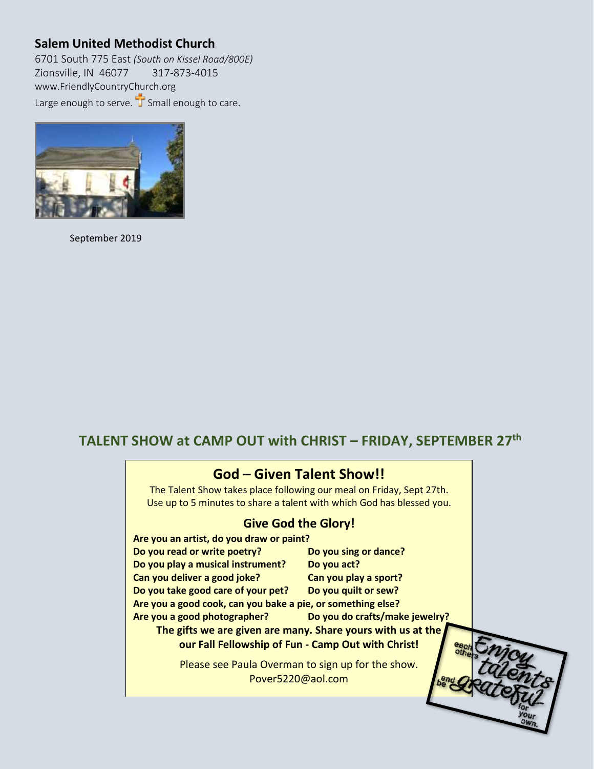**Salem United Methodist Church**

6701 South 775 East *(South on Kissel Road/800E)*

Zionsville, IN 46077 317-873-4015

www.FriendlyCountryChurch.org

Large enough to serve. Small enough to care.

September 2019

## TALENT SHOW at CAMP OUT with CHRIST – FRIDAY, SEPTEMBER 27th

### God – Given Talent Show!!

The Talent Show takes place following our meal on Friday, Sept 27th.
Use up to 5 minutes to share a talent with which God has blessed you.

### Give God the Glory!

**Are you an artist, do you draw or paint?**
**Do you read or write poetry?** **Do you sing or dance?**
**Do you play a musical instrument?** **Do you act?**
**Can you deliver a good joke?** **Can you play a sport?**
**Do you take good care of your pet?** **Do you quilt or sew?**
**Are you a good cook, can you bake a pie, or something else?**
**Are you a good photographer?** **Do you do crafts/make jewelry?**

**The gifts we are given are many. Share yours with us at the our Fall Fellowship of Fun - Camp Out with Christ!**

Please see Paula Overman to sign up for the show.
Pover5220@aol.com

Enjoy each others talents and be grateful for your own.